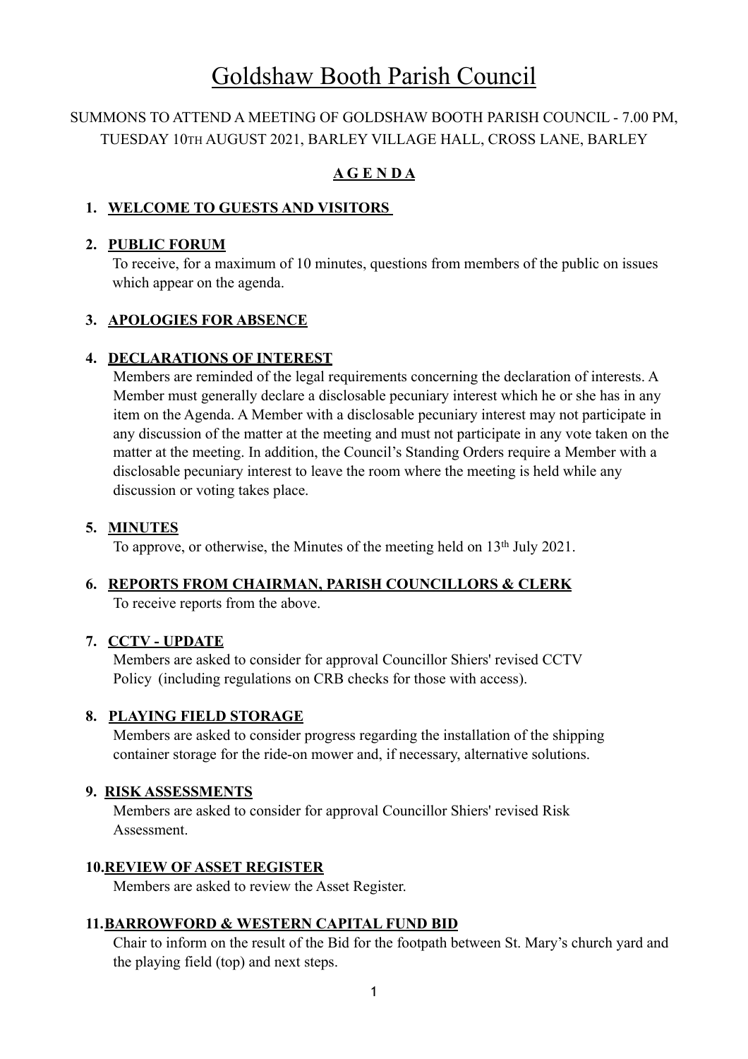# Goldshaw Booth Parish Council

SUMMONS TO ATTEND A MEETING OF GOLDSHAW BOOTH PARISH COUNCIL - 7.00 PM, TUESDAY 10TH AUGUST 2021, BARLEY VILLAGE HALL, CROSS LANE, BARLEY

## AGENDA

1. **WELCOME TO GUESTS AND VISITORS**

2. **PUBLIC FORUM**

   To receive, for a maximum of 10 minutes, questions from members of the public on issues which appear on the agenda.

3. **APOLOGIES FOR ABSENCE**

4. **DECLARATIONS OF INTEREST**

   Members are reminded of the legal requirements concerning the declaration of interests. A Member must generally declare a disclosable pecuniary interest which he or she has in any item on the Agenda. A Member with a disclosable pecuniary interest may not participate in any discussion of the matter at the meeting and must not participate in any vote taken on the matter at the meeting. In addition, the Council's Standing Orders require a Member with a disclosable pecuniary interest to leave the room where the meeting is held while any discussion or voting takes place.

5. **MINUTES**

   To approve, or otherwise, the Minutes of the meeting held on 13th July 2021.

6. **REPORTS FROM CHAIRMAN, PARISH COUNCILLORS & CLERK**

   To receive reports from the above.

7. **CCTV - UPDATE**

   Members are asked to consider for approval Councillor Shiers' revised CCTV Policy (including regulations on CRB checks for those with access).

8. **PLAYING FIELD STORAGE**

   Members are asked to consider progress regarding the installation of the shipping container storage for the ride-on mower and, if necessary, alternative solutions.

9. **RISK ASSESSMENTS**

   Members are asked to consider for approval Councillor Shiers' revised Risk Assessment.

10. **REVIEW OF ASSET REGISTER**

    Members are asked to review the Asset Register.

11. **BARROWFORD & WESTERN CAPITAL FUND BID**

    Chair to inform on the result of the Bid for the footpath between St. Mary's church yard and the playing field (top) and next steps.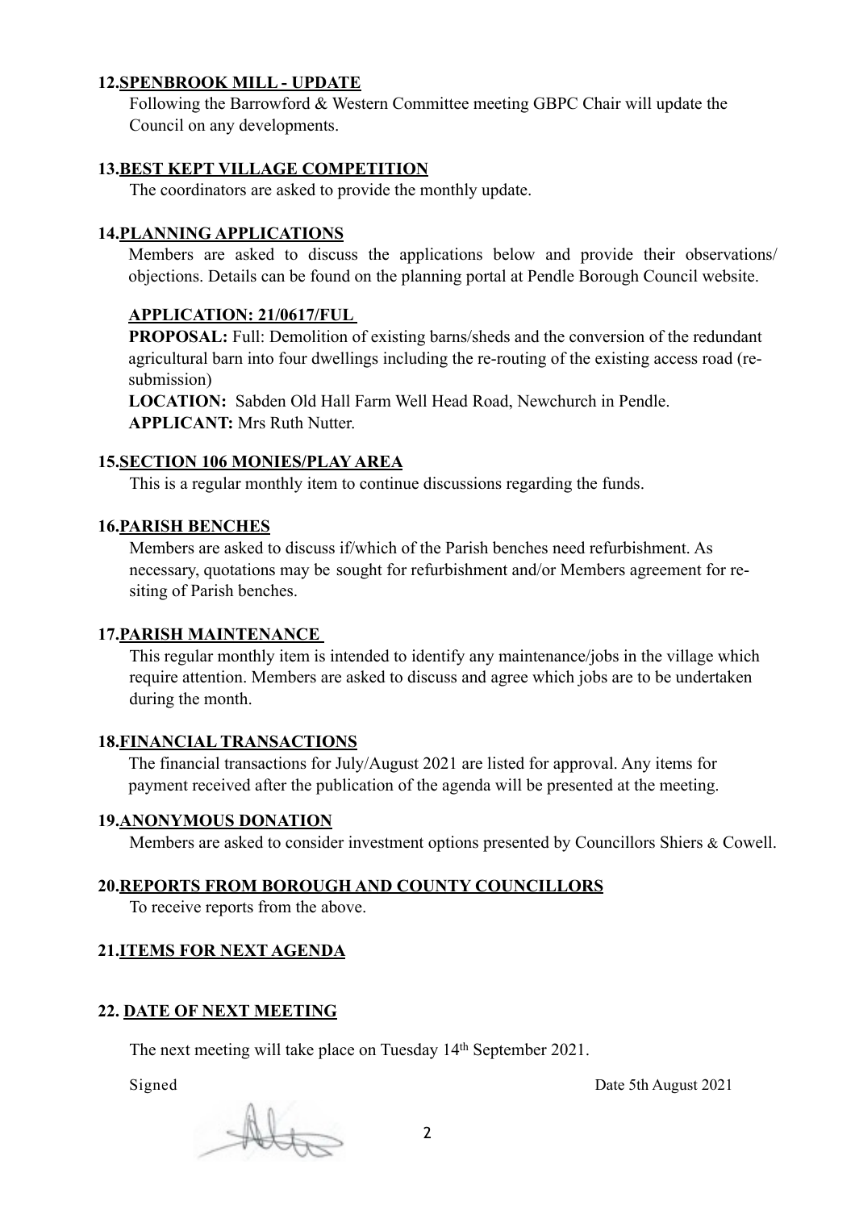**12. SPENBROOK MILL - UPDATE**

Following the Barrowford & Western Committee meeting GBPC Chair will update the Council on any developments.

**13. BEST KEPT VILLAGE COMPETITION**

The coordinators are asked to provide the monthly update.

**14. PLANNING APPLICATIONS**

Members are asked to discuss the applications below and provide their observations/ objections. Details can be found on the planning portal at Pendle Borough Council website.

**APPLICATION: 21/0617/FUL**

**PROPOSAL:** Full: Demolition of existing barns/sheds and the conversion of the redundant agricultural barn into four dwellings including the re-routing of the existing access road (re-submission)

**LOCATION:** Sabden Old Hall Farm Well Head Road, Newchurch in Pendle.

**APPLICANT:** Mrs Ruth Nutter.

**15. SECTION 106 MONIES/PLAY AREA**

This is a regular monthly item to continue discussions regarding the funds.

**16. PARISH BENCHES**

Members are asked to discuss if/which of the Parish benches need refurbishment. As necessary, quotations may be sought for refurbishment and/or Members agreement for re-siting of Parish benches.

**17. PARISH MAINTENANCE**

This regular monthly item is intended to identify any maintenance/jobs in the village which require attention. Members are asked to discuss and agree which jobs are to be undertaken during the month.

**18. FINANCIAL TRANSACTIONS**

The financial transactions for July/August 2021 are listed for approval. Any items for payment received after the publication of the agenda will be presented at the meeting.

**19. ANONYMOUS DONATION**

Members are asked to consider investment options presented by Councillors Shiers & Cowell.

**20. REPORTS FROM BOROUGH AND COUNTY COUNCILLORS**

To receive reports from the above.

**21. ITEMS FOR NEXT AGENDA**

**22. DATE OF NEXT MEETING**

The next meeting will take place on Tuesday 14th September 2021.

Signed Date 5th August 2021